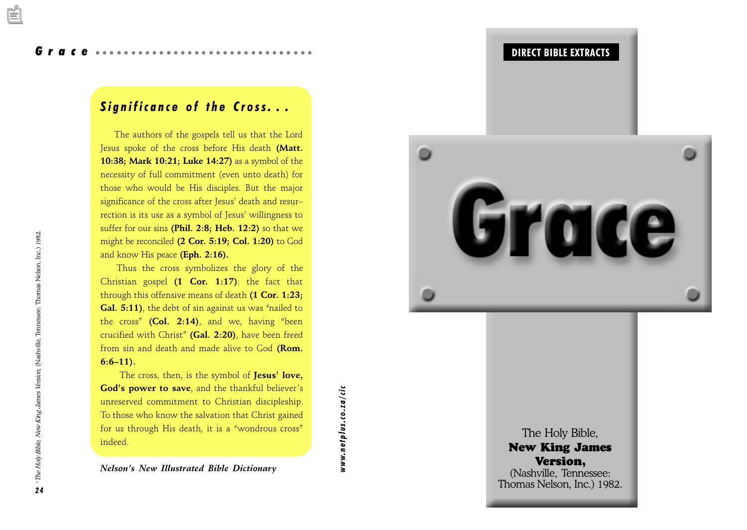## Significance of the Cross...

The authors of the gospels tell us that the Lord Jesus spoke of the cross before His death **(Matt. 10:38; Mark 10:21; Luke 14:27)** as a symbol of the necessity of full commitment (even unto death) for those who would be His disciples. But the major significance of the cross after Jesus' death and resurrection is its use as a symbol of Jesus' willingness to suffer for our sins **(Phil. 2:8; Heb. 12:2)** so that we might be reconciled **(2 Cor. 5:19; Col. 1:20)** to God and know His peace **(Eph. 2:16).**

Thus the cross symbolizes the glory of the Christian gospel **(1 Cor. 1:17)**: the fact that through this offensive means of death **(1 Cor. 1:23; Gal. 5:11)**, the debt of sin against us was "nailed to the cross" **(Col. 2:14)**, and we, having "been crucified with Christ" **(Gal. 2:20)**, have been freed from sin and death and made alive to God **(Rom. 6:6–11).**

The cross, then, is the symbol of **Jesus' love, God's power to save**, and the thankful believer's unreserved commitment to Christian discipleship. To those who know the salvation that Christ gained for us through His death, it is a "wondrous cross" indeed.

***Nelson's New Illustrated Bible Dictionary***

www.netplus.co.za/cic

[1] *The Holy Bible, New King James Version*, (Nashville, Tennessee: Thomas Nelson, Inc.) 1982.

**DIRECT BIBLE EXTRACTS**

# Grace

The Holy Bible,
**New King James Version,**
(Nashville, Tennessee: Thomas Nelson, Inc.) 1982.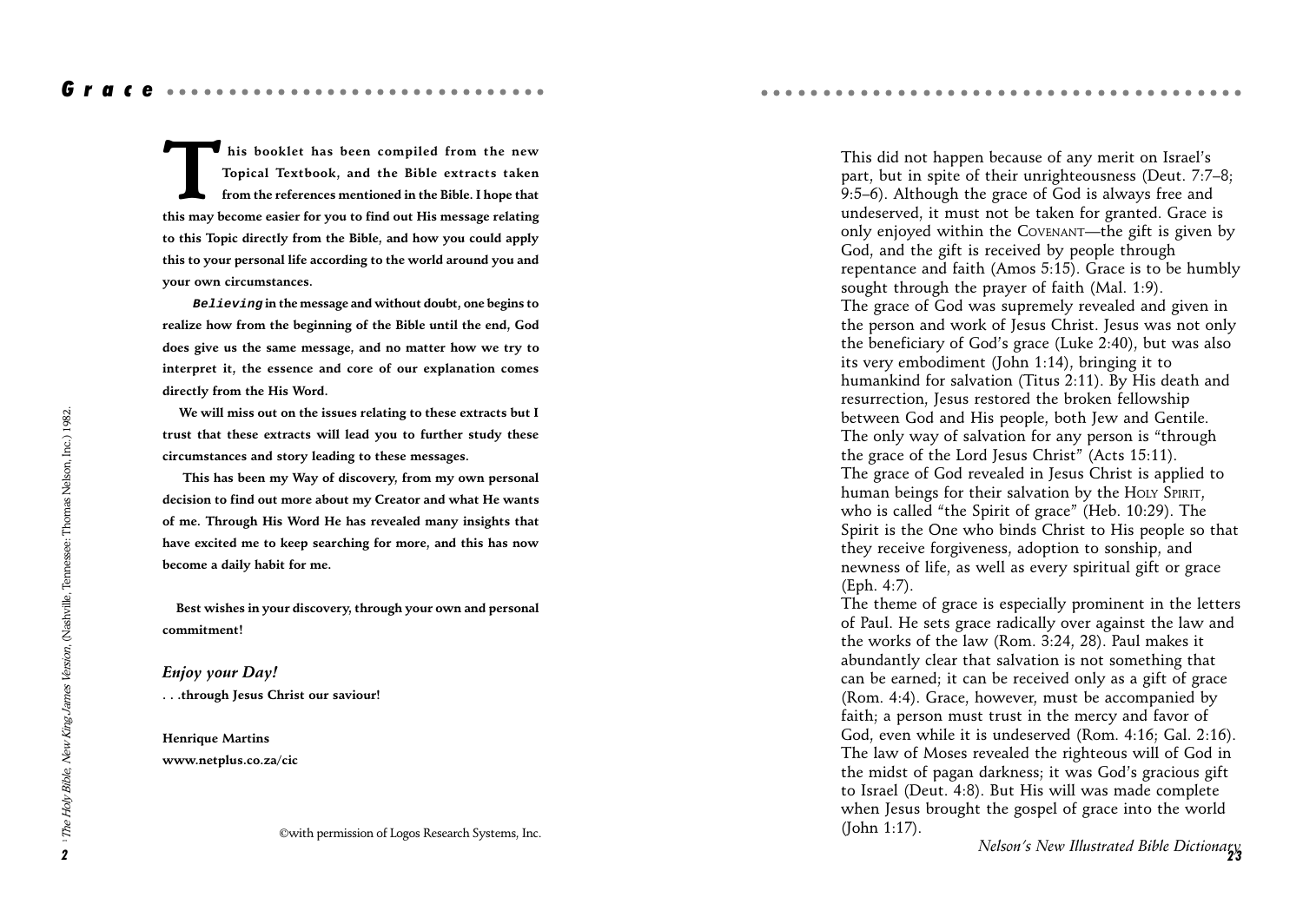**This booklet has been compiled from the new Topical Textbook, and the Bible extracts taken from the references mentioned in the Bible. I hope that this may become easier for you to find out His message relating to this Topic directly from the Bible, and how you could apply this to your personal life according to the world around you and your own circumstances.**

***Believing* in the message and without doubt, one begins to realize how from the beginning of the Bible until the end, God does give us the same message, and no matter how we try to interpret it, the essence and core of our explanation comes directly from the His Word.**

**We will miss out on the issues relating to these extracts but I trust that these extracts will lead you to further study these circumstances and story leading to these messages.**

**This has been my Way of discovery, from my own personal decision to find out more about my Creator and what He wants of me. Through His Word He has revealed many insights that have excited me to keep searching for more, and this has now become a daily habit for me.**

**Best wishes in your discovery, through your own and personal commitment!**

***Enjoy your Day!***

**. . .through Jesus Christ our saviour!**

**Henrique Martins**

**www.netplus.co.za/cic**

©with permission of Logos Research Systems, Inc.

[1] *The Holy Bible, New King James Version*, (Nashville, Tennessee: Thomas Nelson, Inc.) 1982.

This did not happen because of any merit on Israel's part, but in spite of their unrighteousness (Deut. 7:7–8; 9:5–6). Although the grace of God is always free and undeserved, it must not be taken for granted. Grace is only enjoyed within the COVENANT—the gift is given by God, and the gift is received by people through repentance and faith (Amos 5:15). Grace is to be humbly sought through the prayer of faith (Mal. 1:9).

The grace of God was supremely revealed and given in the person and work of Jesus Christ. Jesus was not only the beneficiary of God's grace (Luke 2:40), but was also its very embodiment (John 1:14), bringing it to humankind for salvation (Titus 2:11). By His death and resurrection, Jesus restored the broken fellowship between God and His people, both Jew and Gentile. The only way of salvation for any person is "through the grace of the Lord Jesus Christ" (Acts 15:11).

The grace of God revealed in Jesus Christ is applied to human beings for their salvation by the HOLY SPIRIT, who is called "the Spirit of grace" (Heb. 10:29). The Spirit is the One who binds Christ to His people so that they receive forgiveness, adoption to sonship, and newness of life, as well as every spiritual gift or grace (Eph. 4:7).

The theme of grace is especially prominent in the letters of Paul. He sets grace radically over against the law and the works of the law (Rom. 3:24, 28). Paul makes it abundantly clear that salvation is not something that can be earned; it can be received only as a gift of grace (Rom. 4:4). Grace, however, must be accompanied by faith; a person must trust in the mercy and favor of God, even while it is undeserved (Rom. 4:16; Gal. 2:16). The law of Moses revealed the righteous will of God in the midst of pagan darkness; it was God's gracious gift to Israel (Deut. 4:8). But His will was made complete when Jesus brought the gospel of grace into the world (John 1:17).

*Nelson's New Illustrated Bible Dictionary*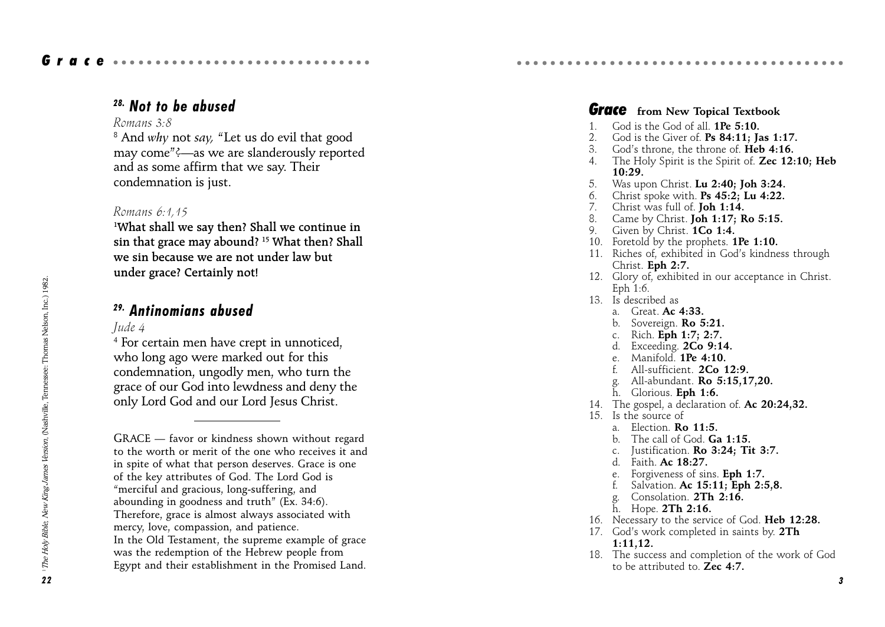## [28] Not to be abused

*Romans 3:8*

[8] And *why* not *say,* "Let us do evil that good may come"?—as we are slanderously reported and as some affirm that we say. Their condemnation is just.

*Romans 6:1,15*

**[1]What shall we say then? Shall we continue in sin that grace may abound? [15] What then? Shall we sin because we are not under law but under grace? Certainly not!**

## [29] Antinomians abused

*Jude 4*

[4] For certain men have crept in unnoticed, who long ago were marked out for this condemnation, ungodly men, who turn the grace of our God into lewdness and deny the only Lord God and our Lord Jesus Christ.

---

GRACE — favor or kindness shown without regard to the worth or merit of the one who receives it and in spite of what that person deserves. Grace is one of the key attributes of God. The Lord God is "merciful and gracious, long-suffering, and abounding in goodness and truth" (Ex. 34:6). Therefore, grace is almost always associated with mercy, love, compassion, and patience.
In the Old Testament, the supreme example of grace was the redemption of the Hebrew people from Egypt and their establishment in the Promised Land.

[1] *The Holy Bible, New King James Version*, (Nashville, Tennessee: Thomas Nelson, Inc.) 1982.

## Grace from New Topical Textbook

1. God is the God of all. **1Pe 5:10.**
2. God is the Giver of. **Ps 84:11; Jas 1:17.**
3. God's throne, the throne of. **Heb 4:16.**
4. The Holy Spirit is the Spirit of. **Zec 12:10; Heb 10:29.**
5. Was upon Christ. **Lu 2:40; Joh 3:24.**
6. Christ spoke with. **Ps 45:2; Lu 4:22.**
7. Christ was full of. **Joh 1:14.**
8. Came by Christ. **Joh 1:17; Ro 5:15.**
9. Given by Christ. **1Co 1:4.**
10. Foretold by the prophets. **1Pe 1:10.**
11. Riches of, exhibited in God's kindness through Christ. **Eph 2:7.**
12. Glory of, exhibited in our acceptance in Christ. Eph 1:6.
13. Is described as
    a. Great. **Ac 4:33.**
    b. Sovereign. **Ro 5:21.**
    c. Rich. **Eph 1:7; 2:7.**
    d. Exceeding. **2Co 9:14.**
    e. Manifold. **1Pe 4:10.**
    f. All-sufficient. **2Co 12:9.**
    g. All-abundant. **Ro 5:15,17,20.**
    h. Glorious. **Eph 1:6.**
14. The gospel, a declaration of. **Ac 20:24,32.**
15. Is the source of
    a. Election. **Ro 11:5.**
    b. The call of God. **Ga 1:15.**
    c. Justification. **Ro 3:24; Tit 3:7.**
    d. Faith. **Ac 18:27.**
    e. Forgiveness of sins. **Eph 1:7.**
    f. Salvation. **Ac 15:11; Eph 2:5,8.**
    g. Consolation. **2Th 2:16.**
    h. Hope. **2Th 2:16.**
16. Necessary to the service of God. **Heb 12:28.**
17. God's work completed in saints by. **2Th 1:11,12.**
18. The success and completion of the work of God to be attributed to. **Zec 4:7.**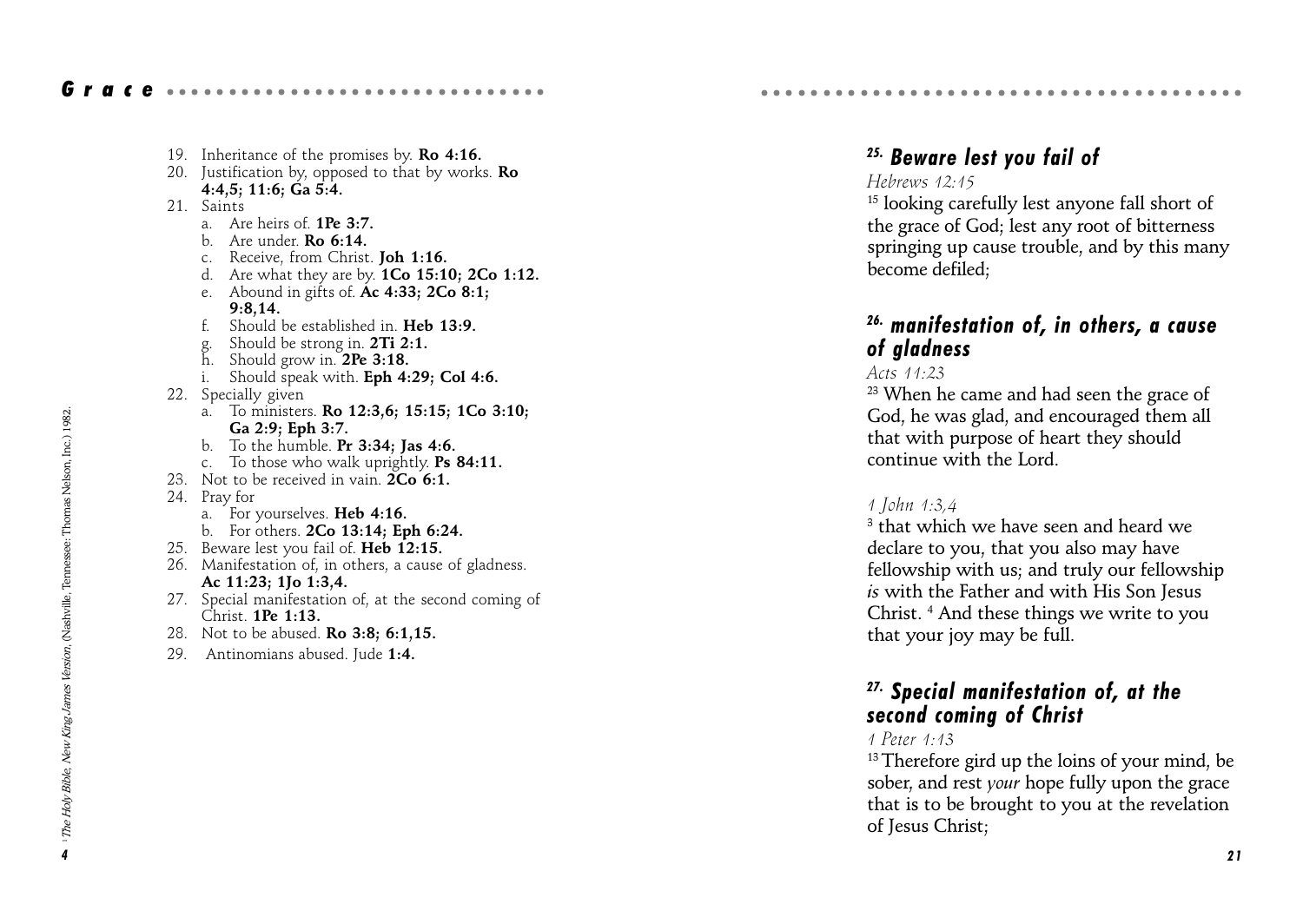19. Inheritance of the promises by. **Ro 4:16.**
20. Justification by, opposed to that by works. **Ro 4:4,5; 11:6; Ga 5:4.**
21. Saints
    a. Are heirs of. **1Pe 3:7.**
    b. Are under. **Ro 6:14.**
    c. Receive, from Christ. **Joh 1:16.**
    d. Are what they are by. **1Co 15:10; 2Co 1:12.**
    e. Abound in gifts of. **Ac 4:33; 2Co 8:1; 9:8,14.**
    f. Should be established in. **Heb 13:9.**
    g. Should be strong in. **2Ti 2:1.**
    h. Should grow in. **2Pe 3:18.**
    i. Should speak with. **Eph 4:29; Col 4:6.**
22. Specially given
    a. To ministers. **Ro 12:3,6; 15:15; 1Co 3:10; Ga 2:9; Eph 3:7.**
    b. To the humble. **Pr 3:34; Jas 4:6.**
    c. To those who walk uprightly. **Ps 84:11.**
23. Not to be received in vain. **2Co 6:1.**
24. Pray for
    a. For yourselves. **Heb 4:16.**
    b. For others. **2Co 13:14; Eph 6:24.**
25. Beware lest you fail of. **Heb 12:15.**
26. Manifestation of, in others, a cause of gladness. **Ac 11:23; 1Jo 1:3,4.**
27. Special manifestation of, at the second coming of Christ. **1Pe 1:13.**
28. Not to be abused. **Ro 3:8; 6:1,15.**
29. Antinomians abused. Jude **1:4.**

[1] *The Holy Bible, New King James Version*, (Nashville, Tennessee: Thomas Nelson, Inc.) 1982.

## 25. Beware lest you fail of

*Hebrews 12:15*

[15] looking carefully lest anyone fall short of the grace of God; lest any root of bitterness springing up cause trouble, and by this many become defiled;

## 26. manifestation of, in others, a cause of gladness

*Acts 11:23*

[23] When he came and had seen the grace of God, he was glad, and encouraged them all that with purpose of heart they should continue with the Lord.

*1 John 1:3,4*

[3] that which we have seen and heard we declare to you, that you also may have fellowship with us; and truly our fellowship *is* with the Father and with His Son Jesus Christ. [4] And these things we write to you that your joy may be full.

## 27. Special manifestation of, at the second coming of Christ

*1 Peter 1:13*

[13] Therefore gird up the loins of your mind, be sober, and rest *your* hope fully upon the grace that is to be brought to you at the revelation of Jesus Christ;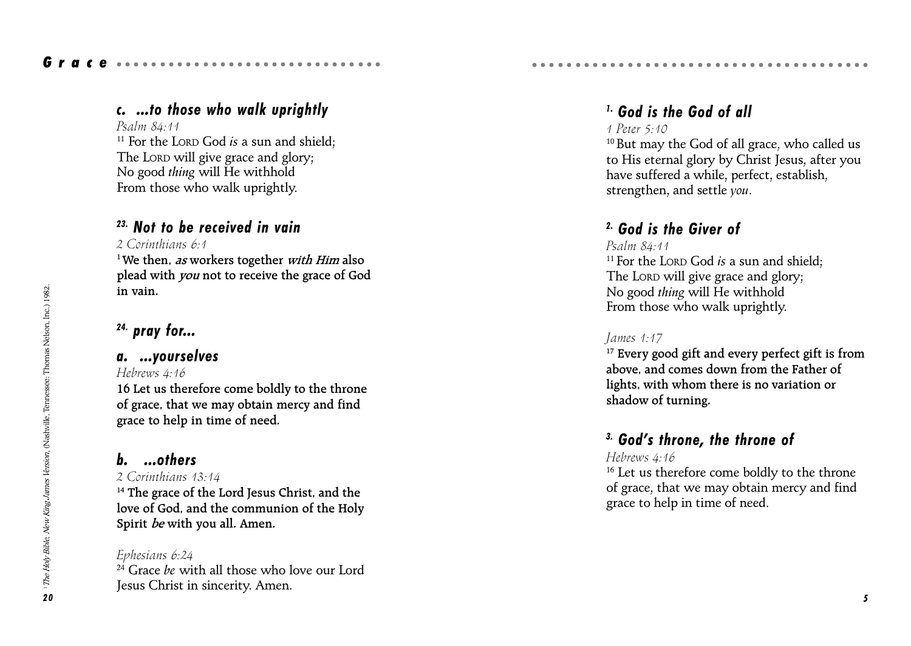## c. ...to those who walk uprightly

*Psalm 84:11*

[11] For the LORD God *is* a sun and shield;
The LORD will give grace and glory;
No good *thing* will He withhold
From those who walk uprightly.

## 23. Not to be received in vain

*2 Corinthians 6:1*

[1] We then, *as* workers together *with Him* also plead with *you* not to receive the grace of God in vain.

## 24. pray for...

### a. ...yourselves

*Hebrews 4:16*

16 Let us therefore come boldly to the throne of grace, that we may obtain mercy and find grace to help in time of need.

### b. ...others

*2 Corinthians 13:14*

[14] The grace of the Lord Jesus Christ, and the love of God, and the communion of the Holy Spirit *be* with you all. Amen.

*Ephesians 6:24*

[24] Grace *be* with all those who love our Lord Jesus Christ in sincerity. Amen.

[1] *The Holy Bible, New King James Version*, (Nashville, Tennessee: Thomas Nelson, Inc.) 1982.

## 1. God is the God of all

*1 Peter 5:10*

[10] But may the God of all grace, who called us to His eternal glory by Christ Jesus, after you have suffered a while, perfect, establish, strengthen, and settle *you*.

## 2. God is the Giver of

*Psalm 84:11*

[11] For the LORD God *is* a sun and shield;
The LORD will give grace and glory;
No good *thing* will He withhold
From those who walk uprightly.

*James 1:17*

[17] Every good gift and every perfect gift is from above, and comes down from the Father of lights, with whom there is no variation or shadow of turning.

## 3. God's throne, the throne of

*Hebrews 4:16*

[16] Let us therefore come boldly to the throne of grace, that we may obtain mercy and find grace to help in time of need.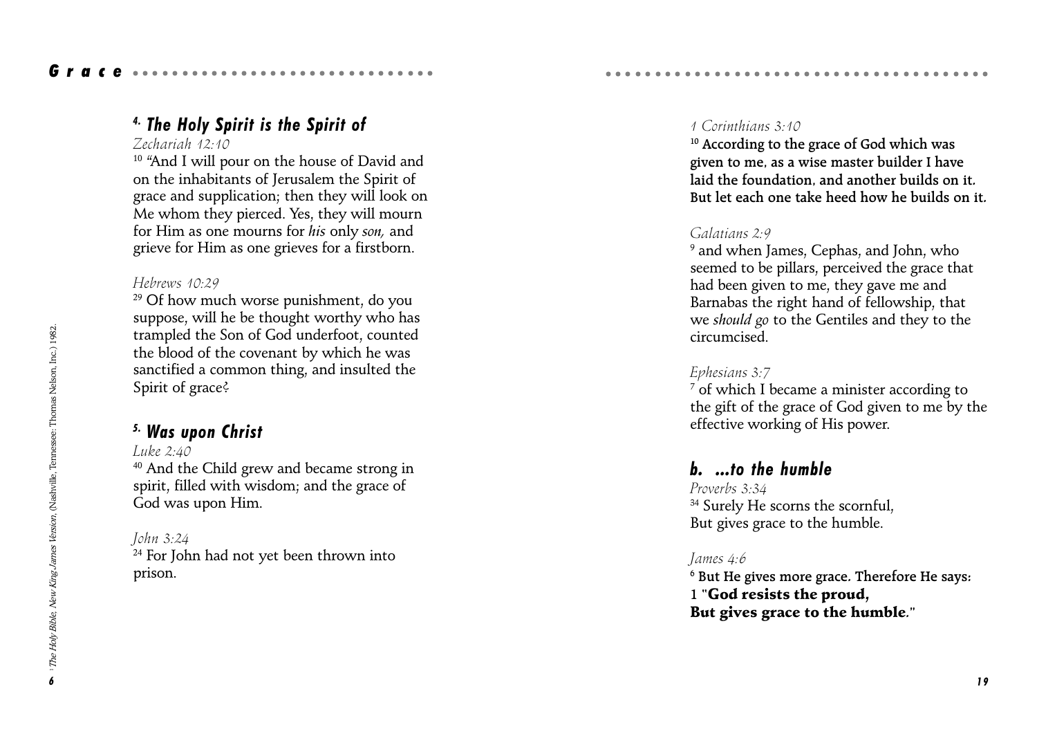### 4. The Holy Spirit is the Spirit of

*Zechariah 12:10*

[10] "And I will pour on the house of David and on the inhabitants of Jerusalem the Spirit of grace and supplication; then they will look on Me whom they pierced. Yes, they will mourn for Him as one mourns for *his* only *son,* and grieve for Him as one grieves for a firstborn.

*Hebrews 10:29*

[29] Of how much worse punishment, do you suppose, will he be thought worthy who has trampled the Son of God underfoot, counted the blood of the covenant by which he was sanctified a common thing, and insulted the Spirit of grace?

### 5. Was upon Christ

*Luke 2:40*

[40] And the Child grew and became strong in spirit, filled with wisdom; and the grace of God was upon Him.

*John 3:24*

[24] For John had not yet been thrown into prison.

[1] *The Holy Bible, New King James Version*, (Nashville, Tennessee: Thomas Nelson, Inc.) 1982.

*1 Corinthians 3:10*

**[10] According to the grace of God which was given to me, as a wise master builder I have laid the foundation, and another builds on it. But let each one take heed how he builds on it.**

*Galatians 2:9*

[9] and when James, Cephas, and John, who seemed to be pillars, perceived the grace that had been given to me, they gave me and Barnabas the right hand of fellowship, that we *should go* to the Gentiles and they to the circumcised.

*Ephesians 3:7*

[7] of which I became a minister according to the gift of the grace of God given to me by the effective working of His power.

### b. ...to the humble

*Proverbs 3:34*

[34] Surely He scorns the scornful,
But gives grace to the humble.

*James 4:6*

**[6] But He gives more grace. Therefore He says:**
**1 "God resists the proud,**
**But gives grace to the humble."**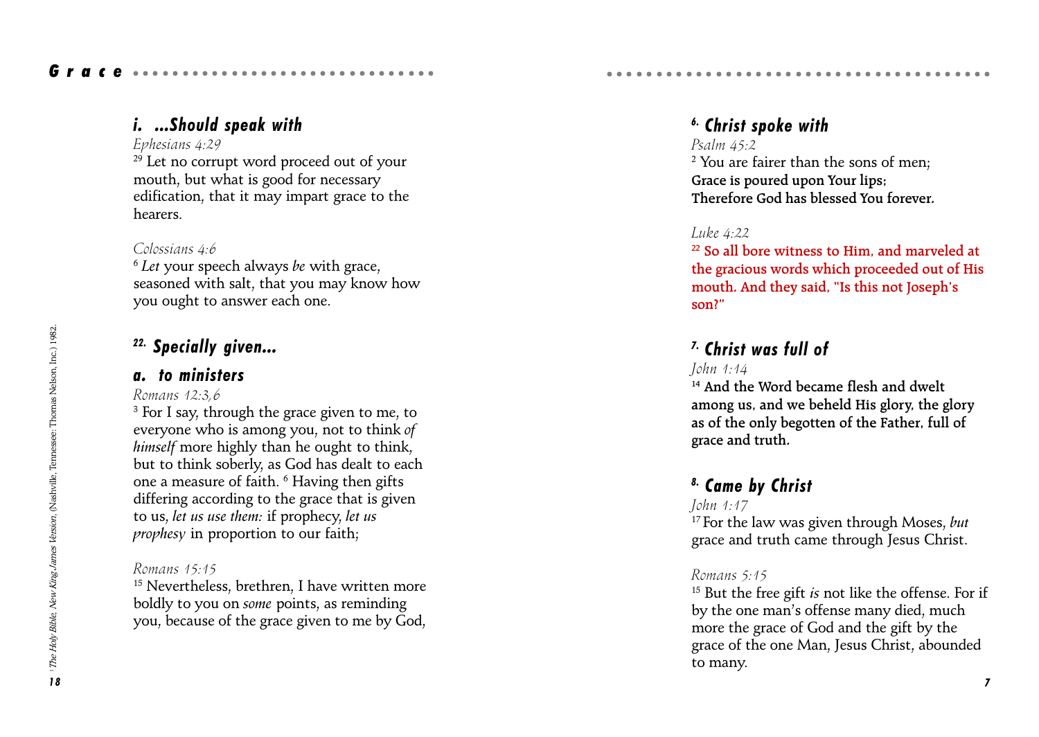### i. ...Should speak with

*Ephesians 4:29*

[29] Let no corrupt word proceed out of your mouth, but what is good for necessary edification, that it may impart grace to the hearers.

*Colossians 4:6*

[6] *Let* your speech always *be* with grace, seasoned with salt, that you may know how you ought to answer each one.

## 22. Specially given...

### a. to ministers

*Romans 12:3,6*

[3] For I say, through the grace given to me, to everyone who is among you, not to think *of himself* more highly than he ought to think, but to think soberly, as God has dealt to each one a measure of faith. [6] Having then gifts differing according to the grace that is given to us, *let us use them:* if prophecy, *let us prophesy* in proportion to our faith;

*Romans 15:15*

[15] Nevertheless, brethren, I have written more boldly to you on *some* points, as reminding you, because of the grace given to me by God,

[1] *The Holy Bible, New King James Version*, (Nashville, Tennessee: Thomas Nelson, Inc.) 1982.

## 6. Christ spoke with

*Psalm 45:2*

[2] You are fairer than the sons of men;
**Grace is poured upon Your lips;**
**Therefore God has blessed You forever.**

*Luke 4:22*

[22] So all bore witness to Him, and marveled at the gracious words which proceeded out of His mouth. And they said, "Is this not Joseph's son?"

## 7. Christ was full of

*John 1:14*

[14] **And the Word became flesh and dwelt among us, and we beheld His glory, the glory as of the only begotten of the Father, full of grace and truth.**

## 8. Came by Christ

*John 1:17*

[17] For the law was given through Moses, *but* grace and truth came through Jesus Christ.

*Romans 5:15*

[15] But the free gift *is* not like the offense. For if by the one man's offense many died, much more the grace of God and the gift by the grace of the one Man, Jesus Christ, abounded to many.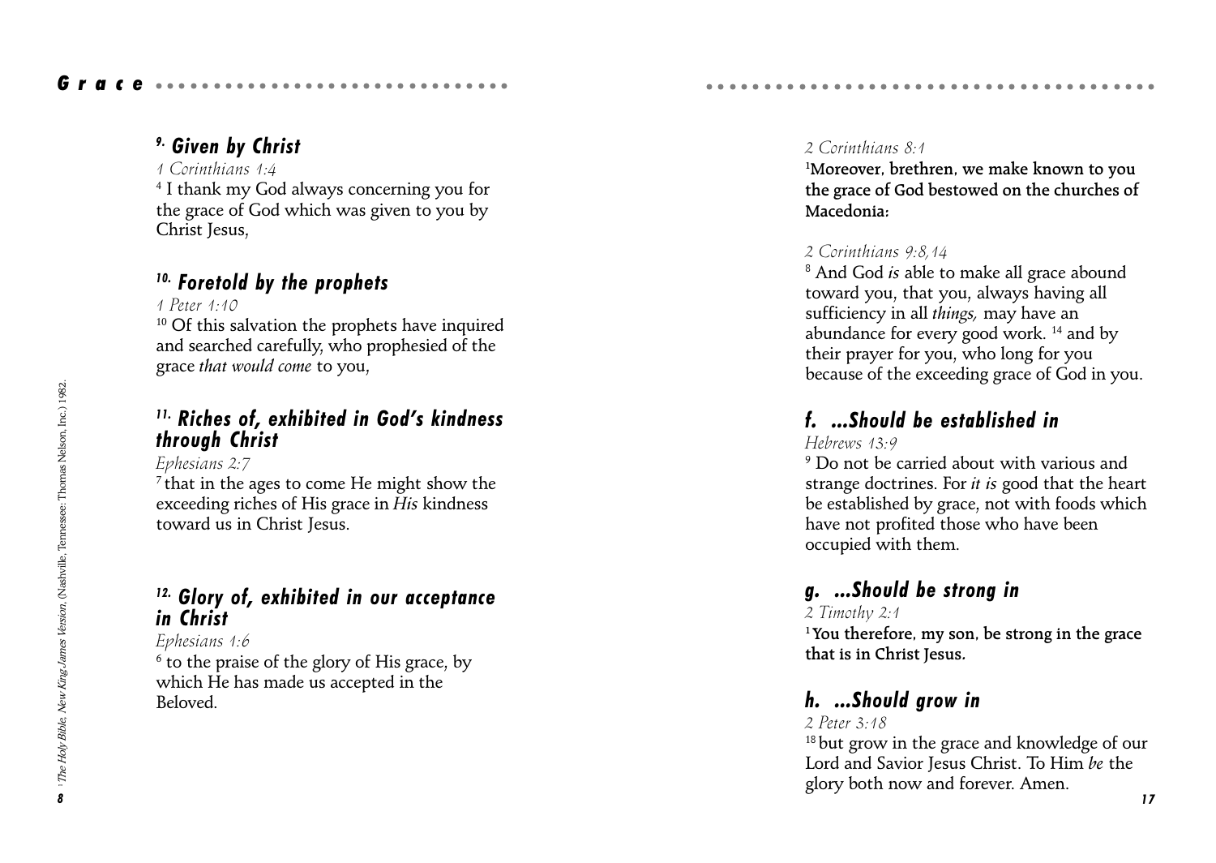### 9. Given by Christ

*1 Corinthians 1:4*

[4] I thank my God always concerning you for the grace of God which was given to you by Christ Jesus,

### 10. Foretold by the prophets

*1 Peter 1:10*

[10] Of this salvation the prophets have inquired and searched carefully, who prophesied of the grace *that would come* to you,

### 11. Riches of, exhibited in God's kindness through Christ

*Ephesians 2:7*

[7] that in the ages to come He might show the exceeding riches of His grace in *His* kindness toward us in Christ Jesus.

### 12. Glory of, exhibited in our acceptance in Christ

*Ephesians 1:6*

[6] to the praise of the glory of His grace, by which He has made us accepted in the Beloved.

[1] *The Holy Bible, New King James Version*, (Nashville, Tennessee: Thomas Nelson, Inc.) 1982.

*2 Corinthians 8:1*

**[1]Moreover, brethren, we make known to you the grace of God bestowed on the churches of Macedonia:**

*2 Corinthians 9:8,14*

[8] And God *is* able to make all grace abound toward you, that you, always having all sufficiency in all *things,* may have an abundance for every good work. [14] and by their prayer for you, who long for you because of the exceeding grace of God in you.

### f. ...Should be established in

*Hebrews 13:9*

[9] Do not be carried about with various and strange doctrines. For *it is* good that the heart be established by grace, not with foods which have not profited those who have been occupied with them.

### g. ...Should be strong in

*2 Timothy 2:1*

**[1] You therefore, my son, be strong in the grace that is in Christ Jesus.**

### h. ...Should grow in

*2 Peter 3:18*

[18] but grow in the grace and knowledge of our Lord and Savior Jesus Christ. To Him *be* the glory both now and forever. Amen.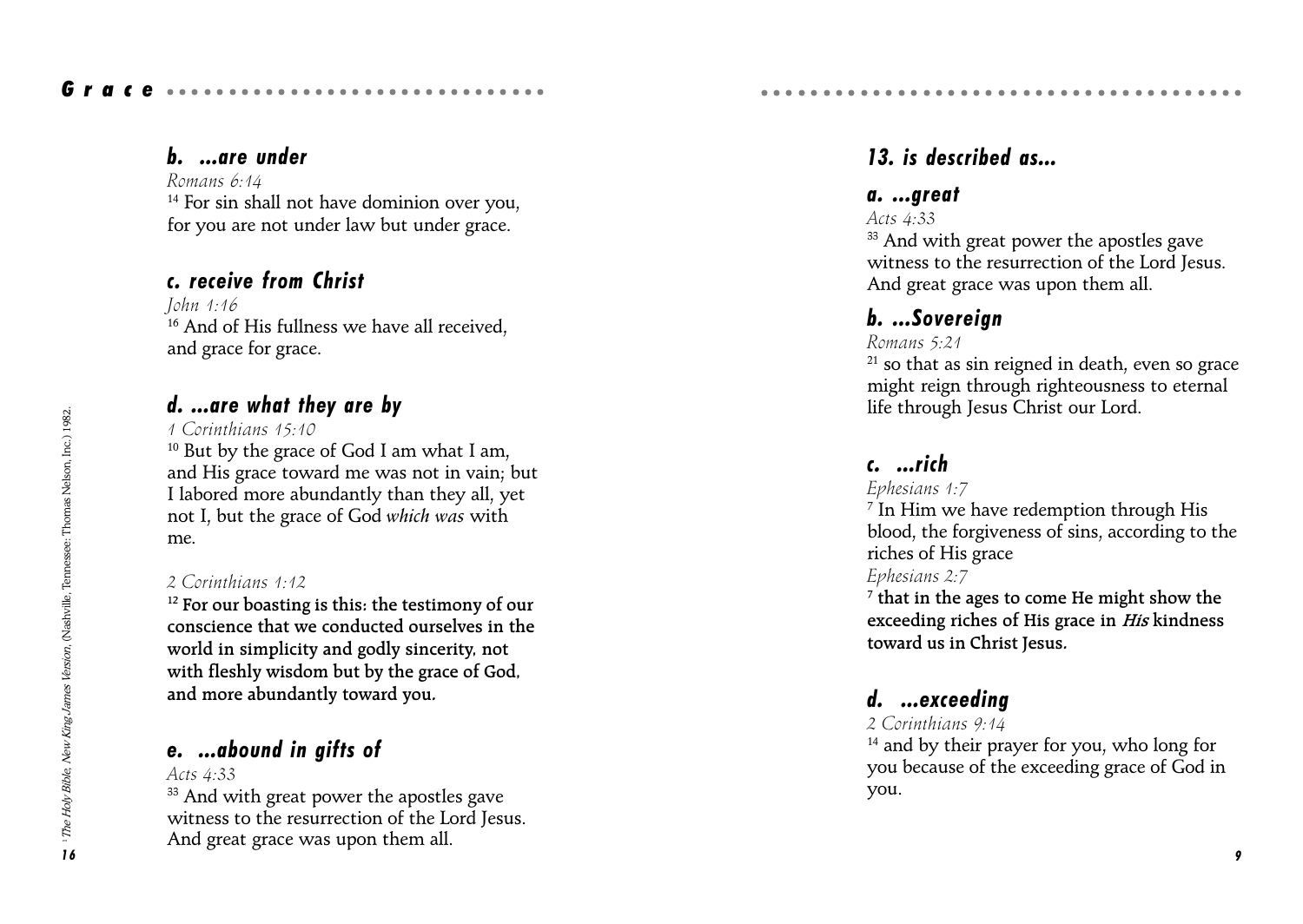#### b. ...are under

*Romans 6:14*

[14] For sin shall not have dominion over you, for you are not under law but under grace.

#### c. receive from Christ

*John 1:16*

[16] And of His fullness we have all received, and grace for grace.

#### d. ...are what they are by

*1 Corinthians 15:10*

[10] But by the grace of God I am what I am, and His grace toward me was not in vain; but I labored more abundantly than they all, yet not I, but the grace of God *which was* with me.

*2 Corinthians 1:12*

**[12] For our boasting is this: the testimony of our conscience that we conducted ourselves in the world in simplicity and godly sincerity, not with fleshly wisdom but by the grace of God, and more abundantly toward you.**

#### e. ...abound in gifts of

*Acts 4:33*

[33] And with great power the apostles gave witness to the resurrection of the Lord Jesus. And great grace was upon them all.

[1] *The Holy Bible, New King James Version*, (Nashville, Tennessee: Thomas Nelson, Inc.) 1982.

### 13. is described as...

#### a. ...great

*Acts 4:33*

[33] And with great power the apostles gave witness to the resurrection of the Lord Jesus. And great grace was upon them all.

#### b. ...Sovereign

*Romans 5:21*

[21] so that as sin reigned in death, even so grace might reign through righteousness to eternal life through Jesus Christ our Lord.

#### c. ...rich

*Ephesians 1:7*

[7] In Him we have redemption through His blood, the forgiveness of sins, according to the riches of His grace

*Ephesians 2:7*

**[7] that in the ages to come He might show the exceeding riches of His grace in *His* kindness toward us in Christ Jesus.**

#### d. ...exceeding

*2 Corinthians 9:14*

[14] and by their prayer for you, who long for you because of the exceeding grace of God in you.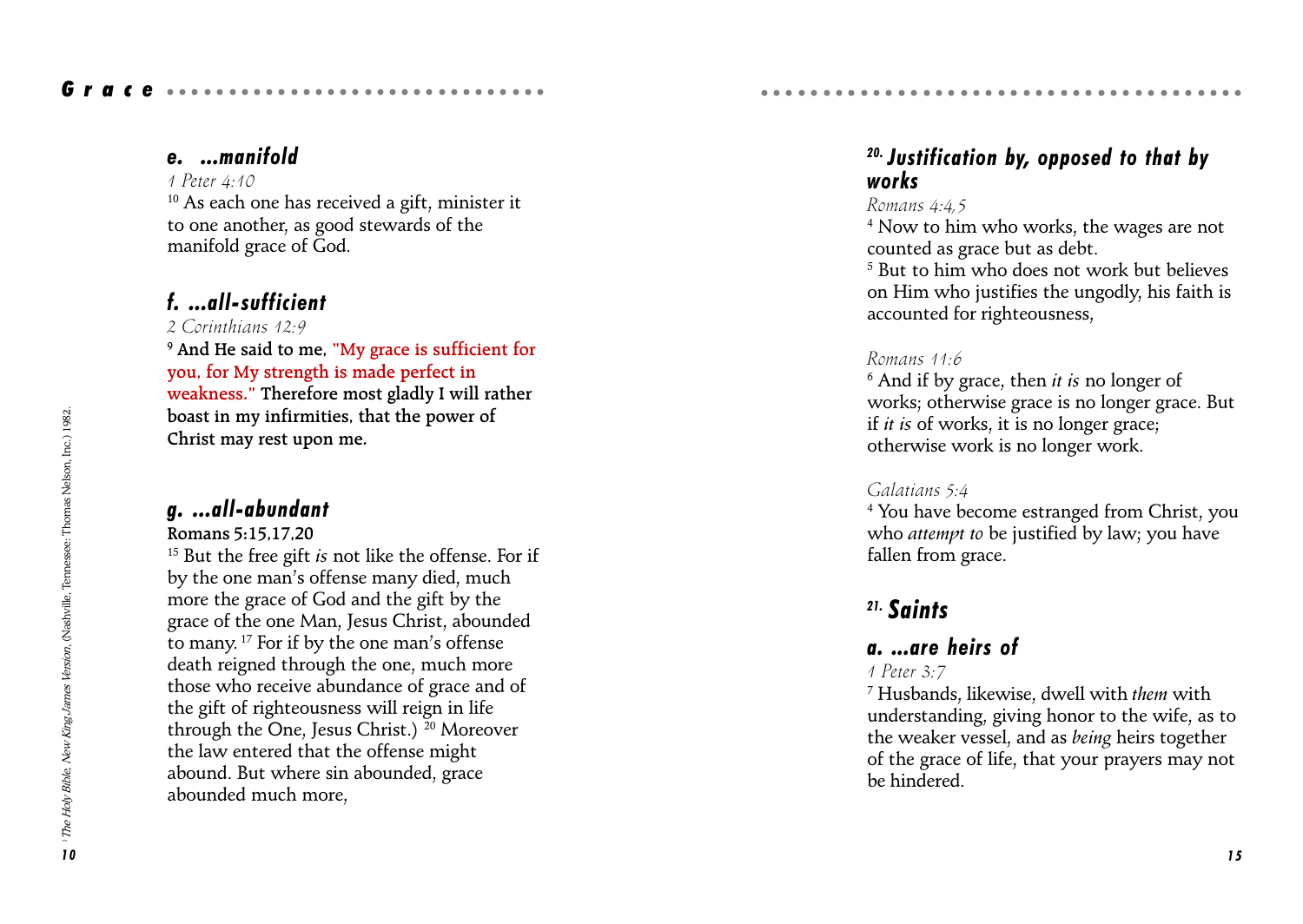### e. ...manifold

*1 Peter 4:10*

[10] As each one has received a gift, minister it to one another, as good stewards of the manifold grace of God.

### f. ...all-sufficient

*2 Corinthians 12:9*

**[9] And He said to me, "My grace is sufficient for you, for My strength is made perfect in weakness." Therefore most gladly I will rather boast in my infirmities, that the power of Christ may rest upon me.**

### g. ...all-abundant

**Romans 5:15,17,20**

[15] But the free gift *is* not like the offense. For if by the one man's offense many died, much more the grace of God and the gift by the grace of the one Man, Jesus Christ, abounded to many. [17] For if by the one man's offense death reigned through the one, much more those who receive abundance of grace and of the gift of righteousness will reign in life through the One, Jesus Christ.) [20] Moreover the law entered that the offense might abound. But where sin abounded, grace abounded much more,

[1] *The Holy Bible, New King James Version*, (Nashville, Tennessee: Thomas Nelson, Inc.) 1982.

## 20. Justification by, opposed to that by works

*Romans 4:4,5*

[4] Now to him who works, the wages are not counted as grace but as debt.
[5] But to him who does not work but believes on Him who justifies the ungodly, his faith is accounted for righteousness,

*Romans 11:6*

[6] And if by grace, then *it is* no longer of works; otherwise grace is no longer grace. But if *it is* of works, it is no longer grace; otherwise work is no longer work.

*Galatians 5:4*

[4] You have become estranged from Christ, you who *attempt to* be justified by law; you have fallen from grace.

## 21. Saints

### a. ...are heirs of

*1 Peter 3:7*

[7] Husbands, likewise, dwell with *them* with understanding, giving honor to the wife, as to the weaker vessel, and as *being* heirs together of the grace of life, that your prayers may not be hindered.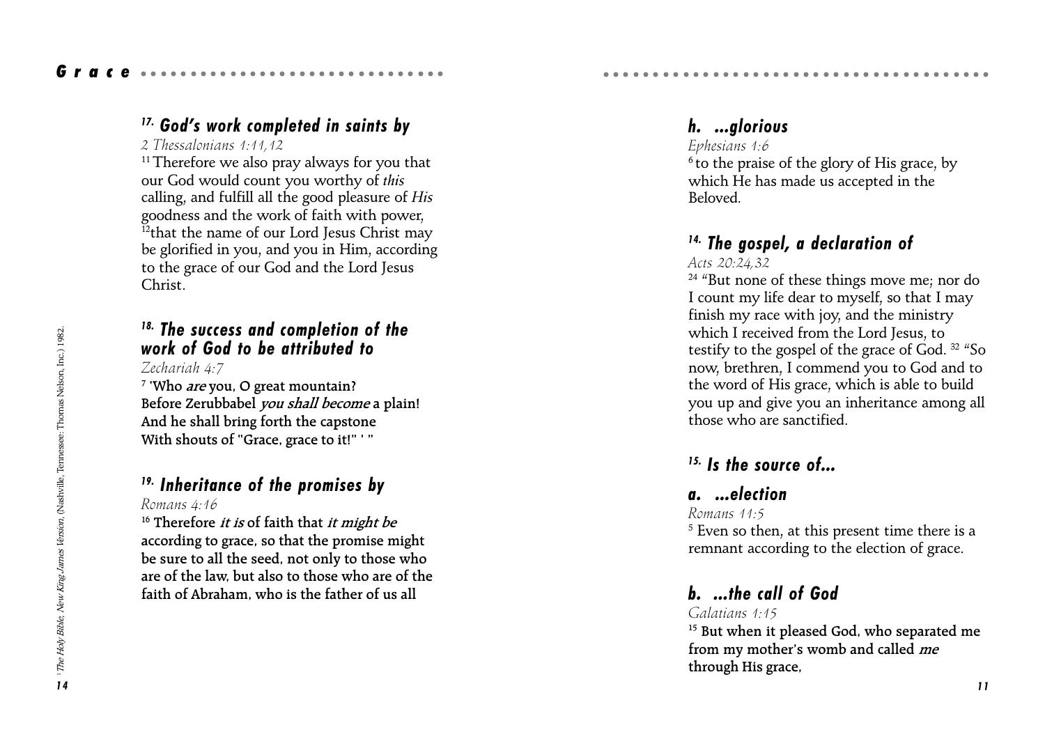### [17.] *God's work completed in saints by*

*2 Thessalonians 1:11,12*

[11] Therefore we also pray always for you that our God would count you worthy of *this* calling, and fulfill all the good pleasure of *His* goodness and the work of faith with power, [12] that the name of our Lord Jesus Christ may be glorified in you, and you in Him, according to the grace of our God and the Lord Jesus Christ.

### [18.] *The success and completion of the work of God to be attributed to*

*Zechariah 4:7*

[7] 'Who *are* you, O great mountain?
Before Zerubbabel *you shall become* a plain!
And he shall bring forth the capstone
With shouts of "Grace, grace to it!" ' "

### [19.] *Inheritance of the promises by*

*Romans 4:16*

[16] Therefore *it is* of faith that *it might be* according to grace, so that the promise might be sure to all the seed, not only to those who are of the law, but also to those who are of the faith of Abraham, who is the father of us all

[1] *The Holy Bible, New King James Version*, (Nashville, Tennessee: Thomas Nelson, Inc.) 1982.

### *h. ...glorious*

*Ephesians 1:6*

[6] to the praise of the glory of His grace, by which He has made us accepted in the Beloved.

### [14.] *The gospel, a declaration of*

*Acts 20:24,32*

[24] "But none of these things move me; nor do I count my life dear to myself, so that I may finish my race with joy, and the ministry which I received from the Lord Jesus, to testify to the gospel of the grace of God. [32] "So now, brethren, I commend you to God and to the word of His grace, which is able to build you up and give you an inheritance among all those who are sanctified.

### [15.] *Is the source of...*

### *a. ...election*

*Romans 11:5*

[5] Even so then, at this present time there is a remnant according to the election of grace.

### *b. ...the call of God*

*Galatians 1:15*

[15] But when it pleased God, who separated me from my mother's womb and called *me* through His grace,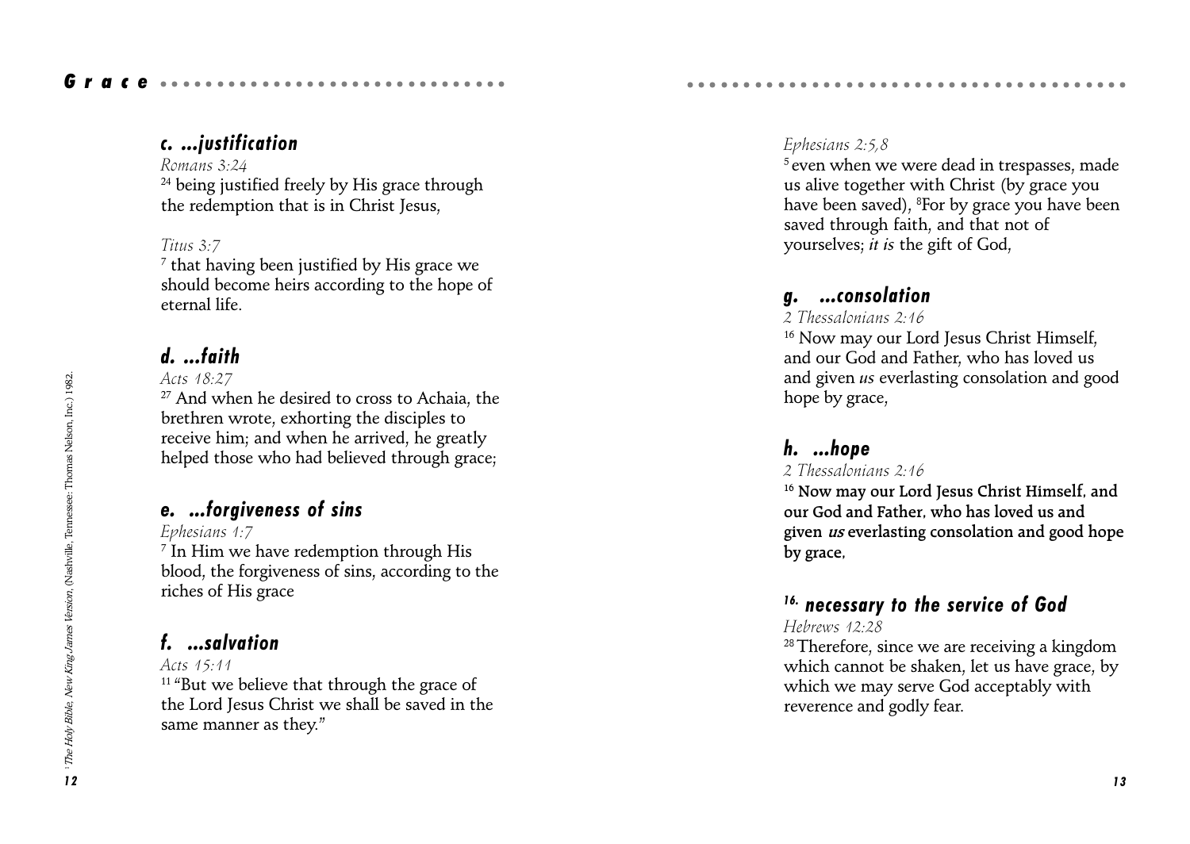### c. ...justification

*Romans 3:24*

[24] being justified freely by His grace through the redemption that is in Christ Jesus,

*Titus 3:7*

[7] that having been justified by His grace we should become heirs according to the hope of eternal life.

### d. ...faith

*Acts 18:27*

[27] And when he desired to cross to Achaia, the brethren wrote, exhorting the disciples to receive him; and when he arrived, he greatly helped those who had believed through grace;

### e. ...forgiveness of sins

*Ephesians 1:7*

[7] In Him we have redemption through His blood, the forgiveness of sins, according to the riches of His grace

### f. ...salvation

*Acts 15:11*

[11] "But we believe that through the grace of the Lord Jesus Christ we shall be saved in the same manner as they."

*Ephesians 2:5,8*

[5] even when we were dead in trespasses, made us alive together with Christ (by grace you have been saved), [8]For by grace you have been saved through faith, and that not of yourselves; *it is* the gift of God,

### g. ...consolation

*2 Thessalonians 2:16*

[16] Now may our Lord Jesus Christ Himself, and our God and Father, who has loved us and given *us* everlasting consolation and good hope by grace,

### h. ...hope

*2 Thessalonians 2:16*

**[16] Now may our Lord Jesus Christ Himself, and our God and Father, who has loved us and given *us* everlasting consolation and good hope by grace,**

### 16. necessary to the service of God

*Hebrews 12:28*

[28] Therefore, since we are receiving a kingdom which cannot be shaken, let us have grace, by which we may serve God acceptably with reverence and godly fear.

[1] *The Holy Bible, New King James Version*, (Nashville, Tennessee: Thomas Nelson, Inc.) 1982.